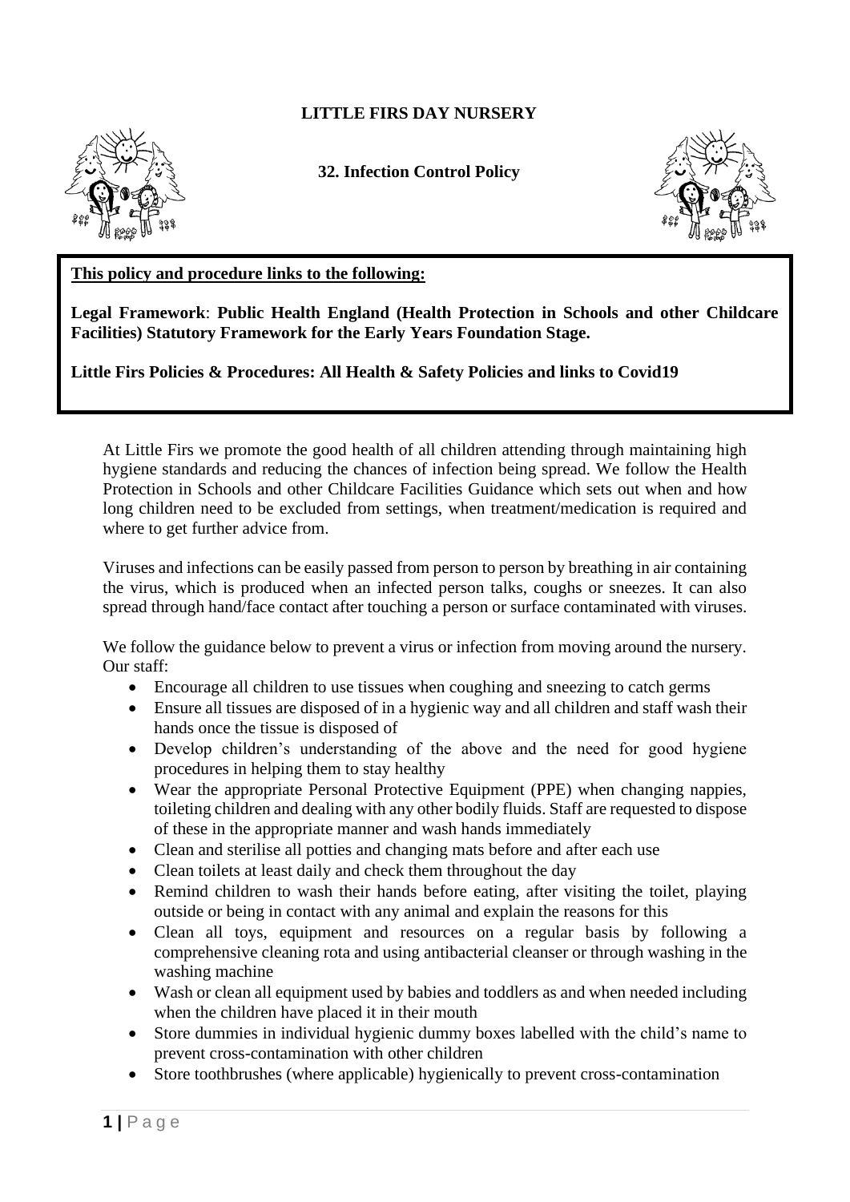**LITTLE FIRS DAY NURSERY**

**32. Infection Control Policy**

**This policy and procedure links to the following:**

**Legal Framework**: **Public Health England (Health Protection in Schools and other Childcare Facilities) Statutory Framework for the Early Years Foundation Stage.**

**Little Firs Policies & Procedures: All Health & Safety Policies and links to Covid19**

At Little Firs we promote the good health of all children attending through maintaining high hygiene standards and reducing the chances of infection being spread. We follow the Health Protection in Schools and other Childcare Facilities Guidance which sets out when and how long children need to be excluded from settings, when treatment/medication is required and where to get further advice from.

Viruses and infections can be easily passed from person to person by breathing in air containing the virus, which is produced when an infected person talks, coughs or sneezes. It can also spread through hand/face contact after touching a person or surface contaminated with viruses.

We follow the guidance below to prevent a virus or infection from moving around the nursery. Our staff:

- Encourage all children to use tissues when coughing and sneezing to catch germs
- Ensure all tissues are disposed of in a hygienic way and all children and staff wash their hands once the tissue is disposed of
- Develop children's understanding of the above and the need for good hygiene procedures in helping them to stay healthy
- Wear the appropriate Personal Protective Equipment (PPE) when changing nappies, toileting children and dealing with any other bodily fluids. Staff are requested to dispose of these in the appropriate manner and wash hands immediately
- Clean and sterilise all potties and changing mats before and after each use
- Clean toilets at least daily and check them throughout the day
- Remind children to wash their hands before eating, after visiting the toilet, playing outside or being in contact with any animal and explain the reasons for this
- Clean all toys, equipment and resources on a regular basis by following a comprehensive cleaning rota and using antibacterial cleanser or through washing in the washing machine
- Wash or clean all equipment used by babies and toddlers as and when needed including when the children have placed it in their mouth
- Store dummies in individual hygienic dummy boxes labelled with the child's name to prevent cross-contamination with other children
- Store toothbrushes (where applicable) hygienically to prevent cross-contamination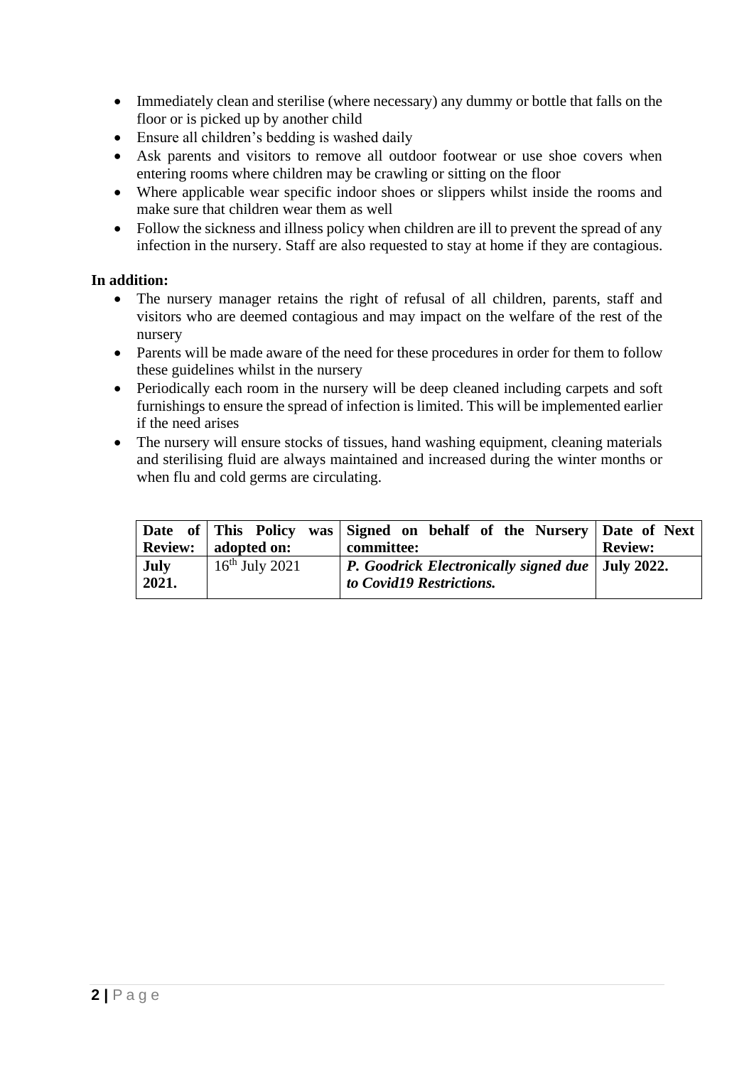- Immediately clean and sterilise (where necessary) any dummy or bottle that falls on the floor or is picked up by another child
- Ensure all children's bedding is washed daily
- Ask parents and visitors to remove all outdoor footwear or use shoe covers when entering rooms where children may be crawling or sitting on the floor
- Where applicable wear specific indoor shoes or slippers whilst inside the rooms and make sure that children wear them as well
- Follow the sickness and illness policy when children are ill to prevent the spread of any infection in the nursery. Staff are also requested to stay at home if they are contagious.

**In addition:**

- The nursery manager retains the right of refusal of all children, parents, staff and visitors who are deemed contagious and may impact on the welfare of the rest of the nursery
- Parents will be made aware of the need for these procedures in order for them to follow these guidelines whilst in the nursery
- Periodically each room in the nursery will be deep cleaned including carpets and soft furnishings to ensure the spread of infection is limited. This will be implemented earlier if the need arises
- The nursery will ensure stocks of tissues, hand washing equipment, cleaning materials and sterilising fluid are always maintained and increased during the winter months or when flu and cold germs are circulating.

| **Date of Review:** | **This Policy was adopted on:** | **Signed on behalf of the Nursery committee:** | **Date of Next Review:** |
|---|---|---|---|
| **July 2021.** | 16th July 2021 | ***P. Goodrick Electronically signed due to Covid19 Restrictions.*** | **July 2022.** |